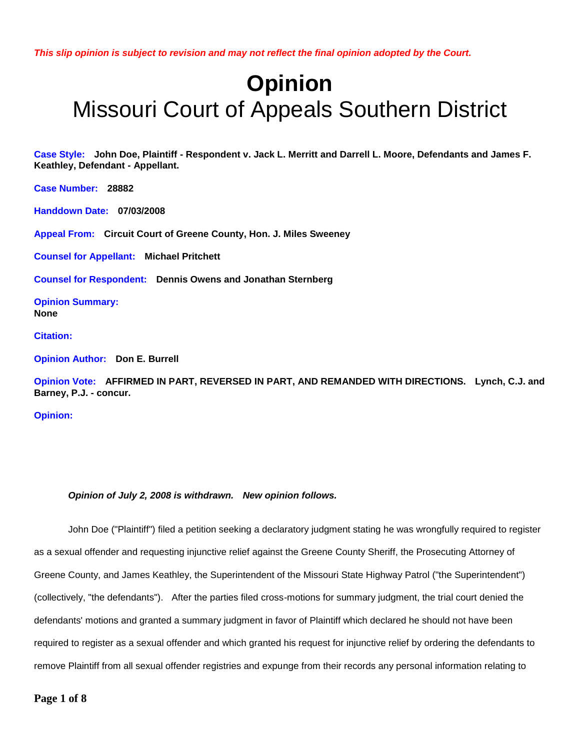*This slip opinion is subject to revision and may not reflect the final opinion adopted by the Court.*

# Opinion
## Missouri Court of Appeals Southern District

**Case Style:** **John Doe, Plaintiff - Respondent v. Jack L. Merritt and Darrell L. Moore, Defendants and James F. Keathley, Defendant - Appellant.**

**Case Number:** **28882**

**Handdown Date:** **07/03/2008**

**Appeal From:** **Circuit Court of Greene County, Hon. J. Miles Sweeney**

**Counsel for Appellant:** **Michael Pritchett**

**Counsel for Respondent:** **Dennis Owens and Jonathan Sternberg**

**Opinion Summary:**
**None**

**Citation:**

**Opinion Author:** **Don E. Burrell**

**Opinion Vote:** **AFFIRMED IN PART, REVERSED IN PART, AND REMANDED WITH DIRECTIONS. Lynch, C.J. and Barney, P.J. - concur.**

**Opinion:**

***Opinion of July 2, 2008 is withdrawn. New opinion follows.***

John Doe ("Plaintiff") filed a petition seeking a declaratory judgment stating he was wrongfully required to register as a sexual offender and requesting injunctive relief against the Greene County Sheriff, the Prosecuting Attorney of Greene County, and James Keathley, the Superintendent of the Missouri State Highway Patrol ("the Superintendent") (collectively, "the defendants"). After the parties filed cross-motions for summary judgment, the trial court denied the defendants' motions and granted a summary judgment in favor of Plaintiff which declared he should not have been required to register as a sexual offender and which granted his request for injunctive relief by ordering the defendants to remove Plaintiff from all sexual offender registries and expunge from their records any personal information relating to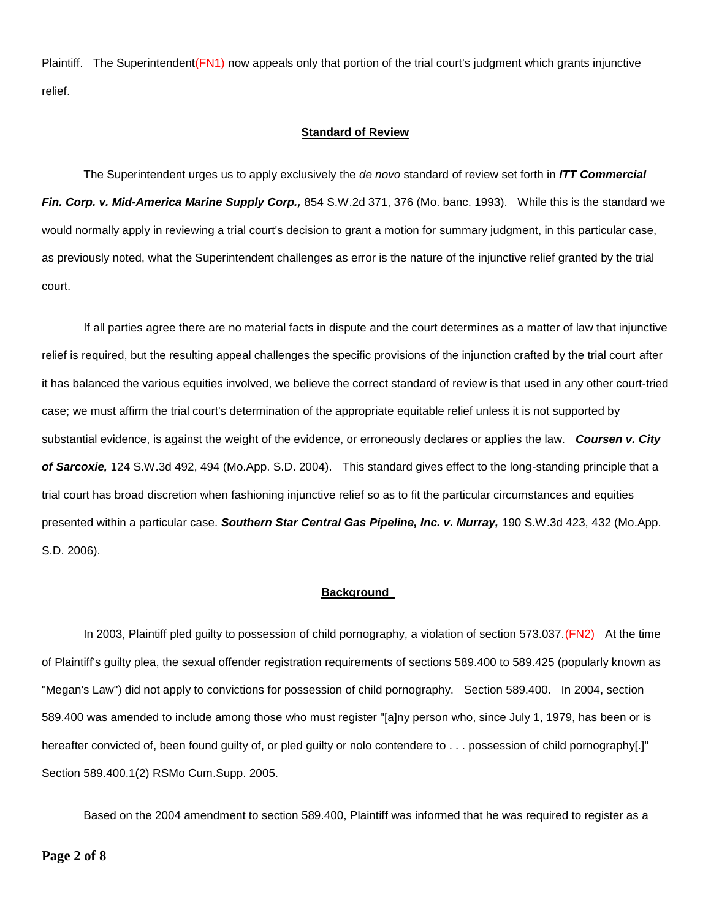Plaintiff. The Superintendent(FN1) now appeals only that portion of the trial court's judgment which grants injunctive relief.

## Standard of Review

The Superintendent urges us to apply exclusively the *de novo* standard of review set forth in ***ITT Commercial Fin. Corp. v. Mid-America Marine Supply Corp.,*** 854 S.W.2d 371, 376 (Mo. banc. 1993). While this is the standard we would normally apply in reviewing a trial court's decision to grant a motion for summary judgment, in this particular case, as previously noted, what the Superintendent challenges as error is the nature of the injunctive relief granted by the trial court.

If all parties agree there are no material facts in dispute and the court determines as a matter of law that injunctive relief is required, but the resulting appeal challenges the specific provisions of the injunction crafted by the trial court after it has balanced the various equities involved, we believe the correct standard of review is that used in any other court-tried case; we must affirm the trial court's determination of the appropriate equitable relief unless it is not supported by substantial evidence, is against the weight of the evidence, or erroneously declares or applies the law. ***Coursen v. City of Sarcoxie,*** 124 S.W.3d 492, 494 (Mo.App. S.D. 2004). This standard gives effect to the long-standing principle that a trial court has broad discretion when fashioning injunctive relief so as to fit the particular circumstances and equities presented within a particular case. ***Southern Star Central Gas Pipeline, Inc. v. Murray,*** 190 S.W.3d 423, 432 (Mo.App. S.D. 2006).

## Background

In 2003, Plaintiff pled guilty to possession of child pornography, a violation of section 573.037.(FN2) At the time of Plaintiff's guilty plea, the sexual offender registration requirements of sections 589.400 to 589.425 (popularly known as "Megan's Law") did not apply to convictions for possession of child pornography. Section 589.400. In 2004, section 589.400 was amended to include among those who must register "[a]ny person who, since July 1, 1979, has been or is hereafter convicted of, been found guilty of, or pled guilty or nolo contendere to . . . possession of child pornography[.]" Section 589.400.1(2) RSMo Cum.Supp. 2005.

Based on the 2004 amendment to section 589.400, Plaintiff was informed that he was required to register as a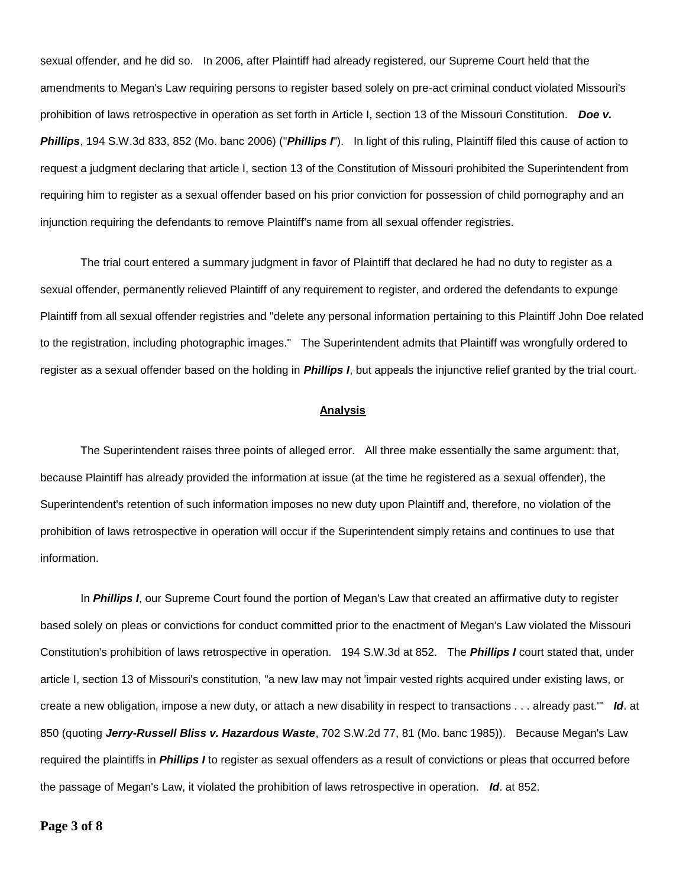sexual offender, and he did so. In 2006, after Plaintiff had already registered, our Supreme Court held that the amendments to Megan's Law requiring persons to register based solely on pre-act criminal conduct violated Missouri's prohibition of laws retrospective in operation as set forth in Article I, section 13 of the Missouri Constitution. ***Doe v. Phillips***, 194 S.W.3d 833, 852 (Mo. banc 2006) ("***Phillips I***"). In light of this ruling, Plaintiff filed this cause of action to request a judgment declaring that article I, section 13 of the Constitution of Missouri prohibited the Superintendent from requiring him to register as a sexual offender based on his prior conviction for possession of child pornography and an injunction requiring the defendants to remove Plaintiff's name from all sexual offender registries.

The trial court entered a summary judgment in favor of Plaintiff that declared he had no duty to register as a sexual offender, permanently relieved Plaintiff of any requirement to register, and ordered the defendants to expunge Plaintiff from all sexual offender registries and "delete any personal information pertaining to this Plaintiff John Doe related to the registration, including photographic images." The Superintendent admits that Plaintiff was wrongfully ordered to register as a sexual offender based on the holding in ***Phillips I***, but appeals the injunctive relief granted by the trial court.

## Analysis

The Superintendent raises three points of alleged error. All three make essentially the same argument: that, because Plaintiff has already provided the information at issue (at the time he registered as a sexual offender), the Superintendent's retention of such information imposes no new duty upon Plaintiff and, therefore, no violation of the prohibition of laws retrospective in operation will occur if the Superintendent simply retains and continues to use that information.

In ***Phillips I***, our Supreme Court found the portion of Megan's Law that created an affirmative duty to register based solely on pleas or convictions for conduct committed prior to the enactment of Megan's Law violated the Missouri Constitution's prohibition of laws retrospective in operation. 194 S.W.3d at 852. The ***Phillips I*** court stated that, under article I, section 13 of Missouri's constitution, "a new law may not 'impair vested rights acquired under existing laws, or create a new obligation, impose a new duty, or attach a new disability in respect to transactions . . . already past.'" ***Id***. at 850 (quoting ***Jerry-Russell Bliss v. Hazardous Waste***, 702 S.W.2d 77, 81 (Mo. banc 1985)). Because Megan's Law required the plaintiffs in ***Phillips I*** to register as sexual offenders as a result of convictions or pleas that occurred before the passage of Megan's Law, it violated the prohibition of laws retrospective in operation. ***Id***. at 852.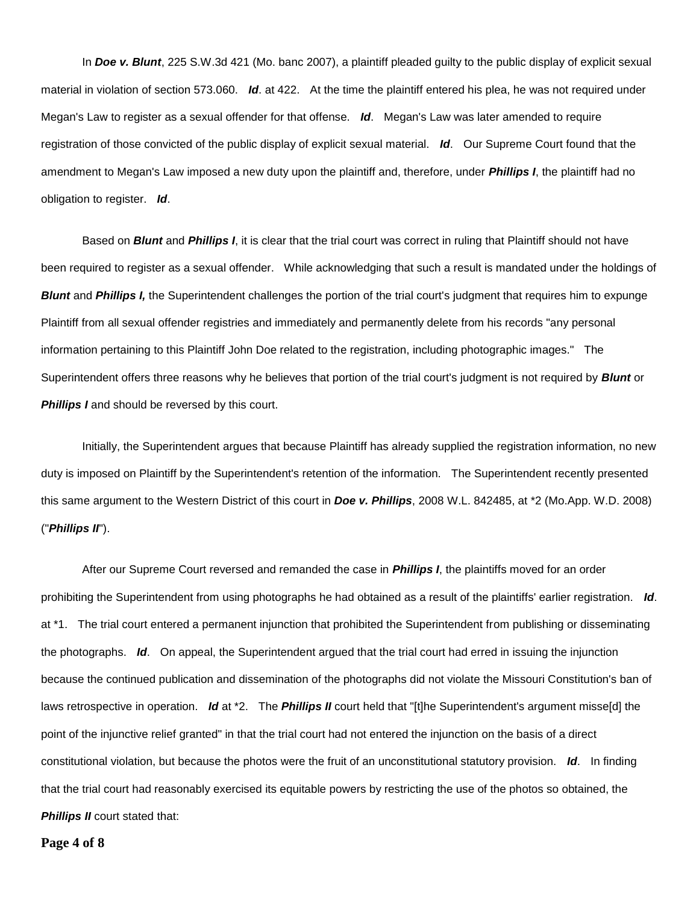In ***Doe v. Blunt***, 225 S.W.3d 421 (Mo. banc 2007), a plaintiff pleaded guilty to the public display of explicit sexual material in violation of section 573.060. ***Id***. at 422. At the time the plaintiff entered his plea, he was not required under Megan's Law to register as a sexual offender for that offense. ***Id***. Megan's Law was later amended to require registration of those convicted of the public display of explicit sexual material. ***Id***. Our Supreme Court found that the amendment to Megan's Law imposed a new duty upon the plaintiff and, therefore, under ***Phillips I***, the plaintiff had no obligation to register. ***Id***.

Based on ***Blunt*** and ***Phillips I***, it is clear that the trial court was correct in ruling that Plaintiff should not have been required to register as a sexual offender. While acknowledging that such a result is mandated under the holdings of ***Blunt*** and ***Phillips I,*** the Superintendent challenges the portion of the trial court's judgment that requires him to expunge Plaintiff from all sexual offender registries and immediately and permanently delete from his records "any personal information pertaining to this Plaintiff John Doe related to the registration, including photographic images." The Superintendent offers three reasons why he believes that portion of the trial court's judgment is not required by ***Blunt*** or ***Phillips I*** and should be reversed by this court.

Initially, the Superintendent argues that because Plaintiff has already supplied the registration information, no new duty is imposed on Plaintiff by the Superintendent's retention of the information. The Superintendent recently presented this same argument to the Western District of this court in ***Doe v. Phillips***, 2008 W.L. 842485, at *2 (Mo.App. W.D. 2008) ("***Phillips II***").

After our Supreme Court reversed and remanded the case in ***Phillips I***, the plaintiffs moved for an order prohibiting the Superintendent from using photographs he had obtained as a result of the plaintiffs' earlier registration. ***Id***. at *1. The trial court entered a permanent injunction that prohibited the Superintendent from publishing or disseminating the photographs. ***Id***. On appeal, the Superintendent argued that the trial court had erred in issuing the injunction because the continued publication and dissemination of the photographs did not violate the Missouri Constitution's ban of laws retrospective in operation. ***Id*** at *2. The ***Phillips II*** court held that "[t]he Superintendent's argument misse[d] the point of the injunctive relief granted" in that the trial court had not entered the injunction on the basis of a direct constitutional violation, but because the photos were the fruit of an unconstitutional statutory provision. ***Id***. In finding that the trial court had reasonably exercised its equitable powers by restricting the use of the photos so obtained, the ***Phillips II*** court stated that: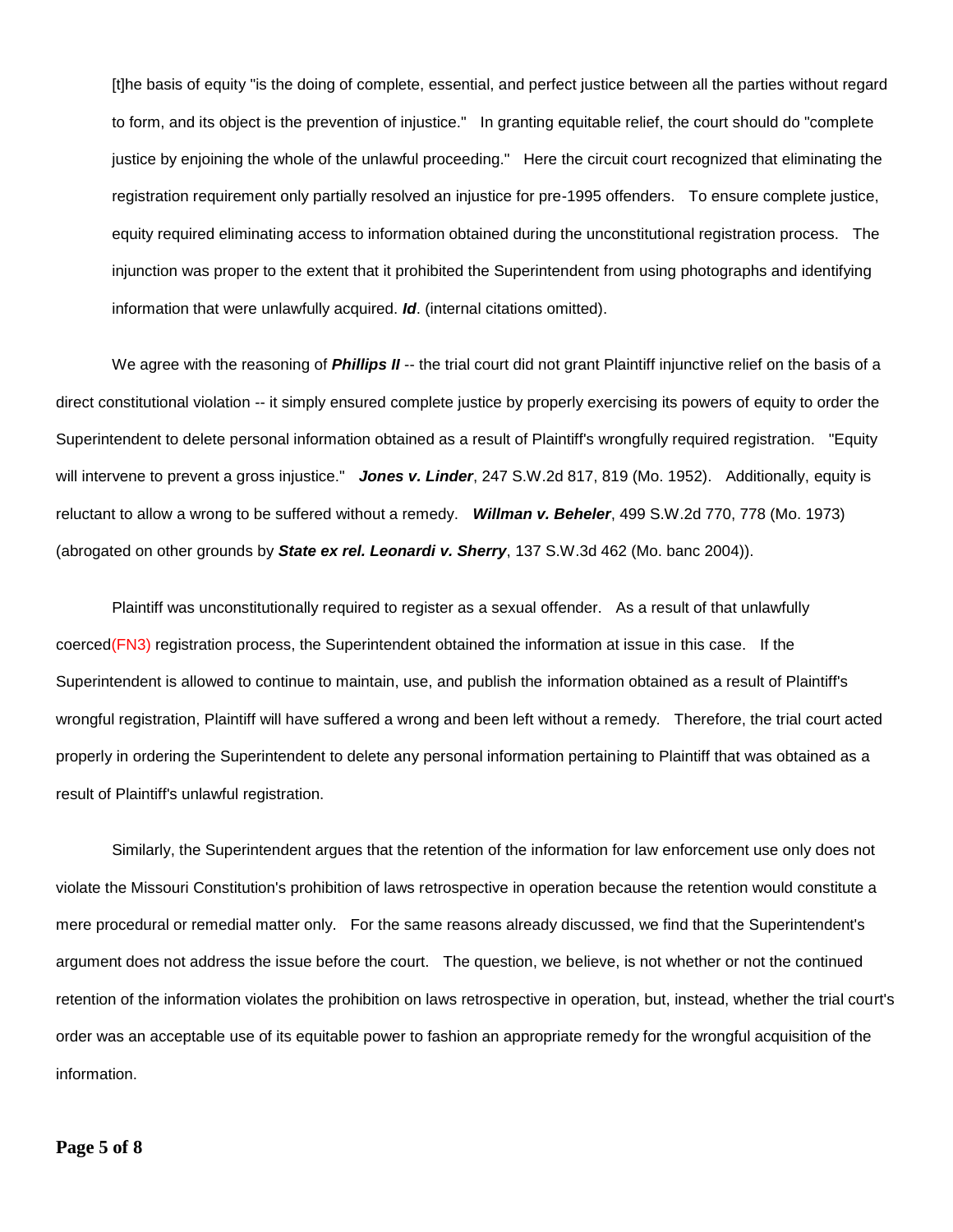> [t]he basis of equity "is the doing of complete, essential, and perfect justice between all the parties without regard to form, and its object is the prevention of injustice." In granting equitable relief, the court should do "complete justice by enjoining the whole of the unlawful proceeding." Here the circuit court recognized that eliminating the registration requirement only partially resolved an injustice for pre-1995 offenders. To ensure complete justice, equity required eliminating access to information obtained during the unconstitutional registration process. The injunction was proper to the extent that it prohibited the Superintendent from using photographs and identifying information that were unlawfully acquired. ***Id***. (internal citations omitted).

We agree with the reasoning of ***Phillips II*** -- the trial court did not grant Plaintiff injunctive relief on the basis of a direct constitutional violation -- it simply ensured complete justice by properly exercising its powers of equity to order the Superintendent to delete personal information obtained as a result of Plaintiff's wrongfully required registration. "Equity will intervene to prevent a gross injustice." ***Jones v. Linder***, 247 S.W.2d 817, 819 (Mo. 1952). Additionally, equity is reluctant to allow a wrong to be suffered without a remedy. ***Willman v. Beheler***, 499 S.W.2d 770, 778 (Mo. 1973) (abrogated on other grounds by ***State ex rel. Leonardi v. Sherry***, 137 S.W.3d 462 (Mo. banc 2004)).

Plaintiff was unconstitutionally required to register as a sexual offender. As a result of that unlawfully coerced(FN3) registration process, the Superintendent obtained the information at issue in this case. If the Superintendent is allowed to continue to maintain, use, and publish the information obtained as a result of Plaintiff's wrongful registration, Plaintiff will have suffered a wrong and been left without a remedy. Therefore, the trial court acted properly in ordering the Superintendent to delete any personal information pertaining to Plaintiff that was obtained as a result of Plaintiff's unlawful registration.

Similarly, the Superintendent argues that the retention of the information for law enforcement use only does not violate the Missouri Constitution's prohibition of laws retrospective in operation because the retention would constitute a mere procedural or remedial matter only. For the same reasons already discussed, we find that the Superintendent's argument does not address the issue before the court. The question, we believe, is not whether or not the continued retention of the information violates the prohibition on laws retrospective in operation, but, instead, whether the trial court's order was an acceptable use of its equitable power to fashion an appropriate remedy for the wrongful acquisition of the information.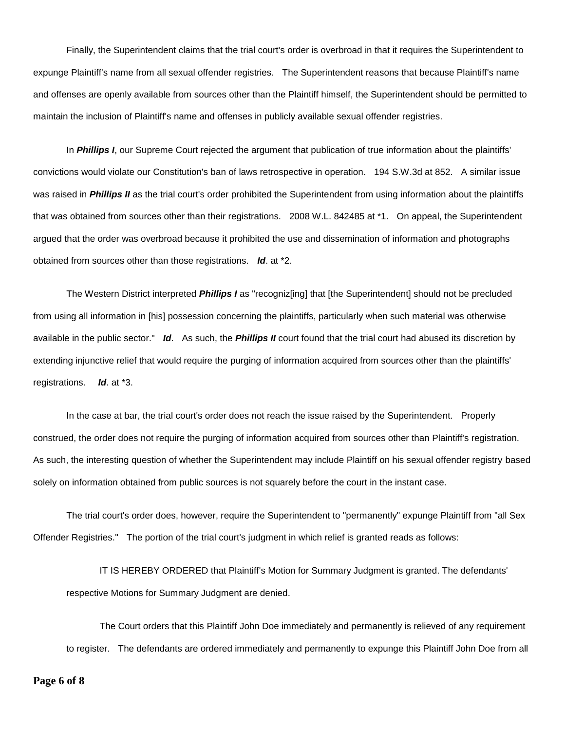Finally, the Superintendent claims that the trial court's order is overbroad in that it requires the Superintendent to expunge Plaintiff's name from all sexual offender registries. The Superintendent reasons that because Plaintiff's name and offenses are openly available from sources other than the Plaintiff himself, the Superintendent should be permitted to maintain the inclusion of Plaintiff's name and offenses in publicly available sexual offender registries.

In ***Phillips I***, our Supreme Court rejected the argument that publication of true information about the plaintiffs' convictions would violate our Constitution's ban of laws retrospective in operation. 194 S.W.3d at 852. A similar issue was raised in ***Phillips II*** as the trial court's order prohibited the Superintendent from using information about the plaintiffs that was obtained from sources other than their registrations. 2008 W.L. 842485 at *1. On appeal, the Superintendent argued that the order was overbroad because it prohibited the use and dissemination of information and photographs obtained from sources other than those registrations. ***Id***. at *2.

The Western District interpreted ***Phillips I*** as "recogniz[ing] that [the Superintendent] should not be precluded from using all information in [his] possession concerning the plaintiffs, particularly when such material was otherwise available in the public sector." ***Id***. As such, the ***Phillips II*** court found that the trial court had abused its discretion by extending injunctive relief that would require the purging of information acquired from sources other than the plaintiffs' registrations. ***Id***. at *3.

In the case at bar, the trial court's order does not reach the issue raised by the Superintendent. Properly construed, the order does not require the purging of information acquired from sources other than Plaintiff's registration. As such, the interesting question of whether the Superintendent may include Plaintiff on his sexual offender registry based solely on information obtained from public sources is not squarely before the court in the instant case.

The trial court's order does, however, require the Superintendent to "permanently" expunge Plaintiff from "all Sex Offender Registries." The portion of the trial court's judgment in which relief is granted reads as follows:

> IT IS HEREBY ORDERED that Plaintiff's Motion for Summary Judgment is granted. The defendants' respective Motions for Summary Judgment are denied.
>
> The Court orders that this Plaintiff John Doe immediately and permanently is relieved of any requirement to register. The defendants are ordered immediately and permanently to expunge this Plaintiff John Doe from all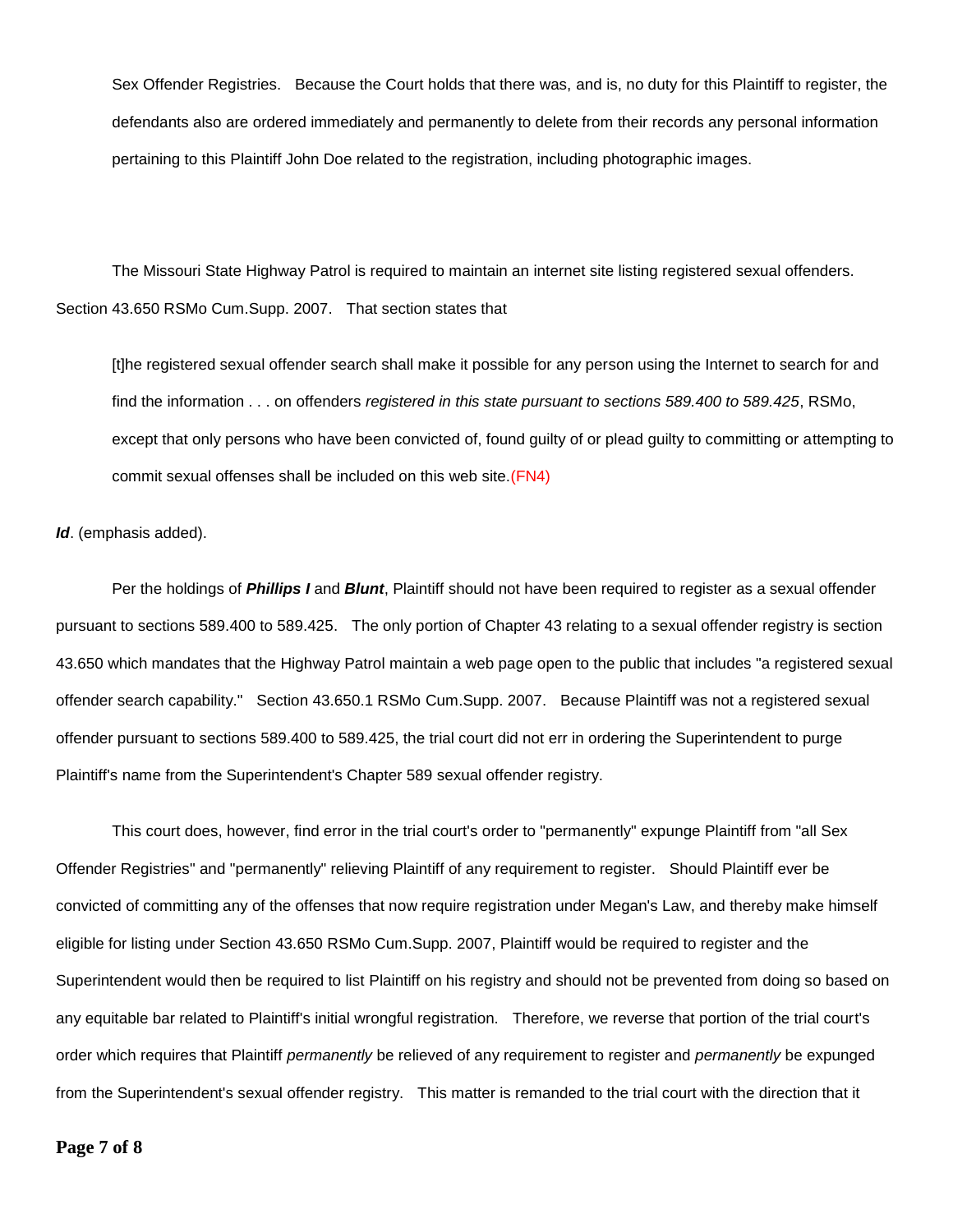Sex Offender Registries. Because the Court holds that there was, and is, no duty for this Plaintiff to register, the defendants also are ordered immediately and permanently to delete from their records any personal information pertaining to this Plaintiff John Doe related to the registration, including photographic images.

The Missouri State Highway Patrol is required to maintain an internet site listing registered sexual offenders. Section 43.650 RSMo Cum.Supp. 2007. That section states that

> [t]he registered sexual offender search shall make it possible for any person using the Internet to search for and find the information . . . on offenders *registered in this state pursuant to sections 589.400 to 589.425*, RSMo, except that only persons who have been convicted of, found guilty of or plead guilty to committing or attempting to commit sexual offenses shall be included on this web site.(FN4)

***Id***. (emphasis added).

Per the holdings of ***Phillips I*** and ***Blunt***, Plaintiff should not have been required to register as a sexual offender pursuant to sections 589.400 to 589.425. The only portion of Chapter 43 relating to a sexual offender registry is section 43.650 which mandates that the Highway Patrol maintain a web page open to the public that includes "a registered sexual offender search capability." Section 43.650.1 RSMo Cum.Supp. 2007. Because Plaintiff was not a registered sexual offender pursuant to sections 589.400 to 589.425, the trial court did not err in ordering the Superintendent to purge Plaintiff's name from the Superintendent's Chapter 589 sexual offender registry.

This court does, however, find error in the trial court's order to "permanently" expunge Plaintiff from "all Sex Offender Registries" and "permanently" relieving Plaintiff of any requirement to register. Should Plaintiff ever be convicted of committing any of the offenses that now require registration under Megan's Law, and thereby make himself eligible for listing under Section 43.650 RSMo Cum.Supp. 2007, Plaintiff would be required to register and the Superintendent would then be required to list Plaintiff on his registry and should not be prevented from doing so based on any equitable bar related to Plaintiff's initial wrongful registration. Therefore, we reverse that portion of the trial court's order which requires that Plaintiff *permanently* be relieved of any requirement to register and *permanently* be expunged from the Superintendent's sexual offender registry. This matter is remanded to the trial court with the direction that it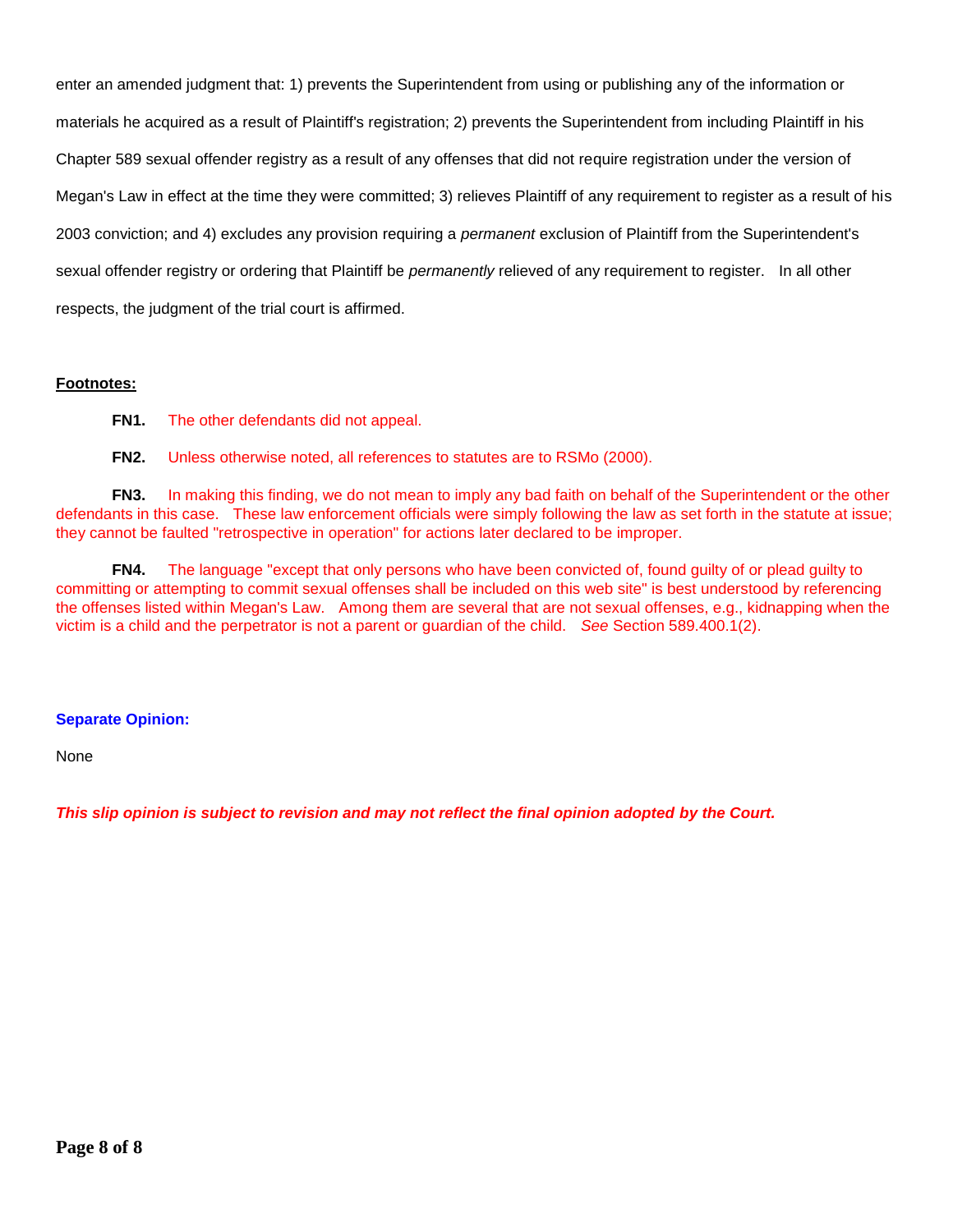enter an amended judgment that: 1) prevents the Superintendent from using or publishing any of the information or materials he acquired as a result of Plaintiff's registration; 2) prevents the Superintendent from including Plaintiff in his Chapter 589 sexual offender registry as a result of any offenses that did not require registration under the version of Megan's Law in effect at the time they were committed; 3) relieves Plaintiff of any requirement to register as a result of his 2003 conviction; and 4) excludes any provision requiring a *permanent* exclusion of Plaintiff from the Superintendent's sexual offender registry or ordering that Plaintiff be *permanently* relieved of any requirement to register. In all other respects, the judgment of the trial court is affirmed.

**Footnotes:**

**FN1.** The other defendants did not appeal.

**FN2.** Unless otherwise noted, all references to statutes are to RSMo (2000).

**FN3.** In making this finding, we do not mean to imply any bad faith on behalf of the Superintendent or the other defendants in this case. These law enforcement officials were simply following the law as set forth in the statute at issue; they cannot be faulted "retrospective in operation" for actions later declared to be improper.

**FN4.** The language "except that only persons who have been convicted of, found guilty of or plead guilty to committing or attempting to commit sexual offenses shall be included on this web site" is best understood by referencing the offenses listed within Megan's Law. Among them are several that are not sexual offenses, e.g., kidnapping when the victim is a child and the perpetrator is not a parent or guardian of the child. *See* Section 589.400.1(2).

**Separate Opinion:**

None

***This slip opinion is subject to revision and may not reflect the final opinion adopted by the Court.***